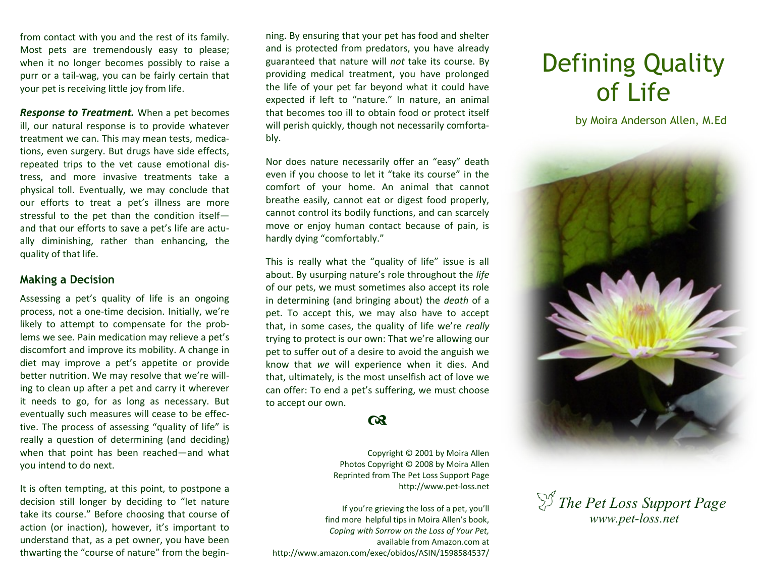from contact with you and the rest of its family. Most pets are tremendously easy to please; when it no longer becomes possibly to raise a purr or a tail-wag, you can be fairly certain that your pet is receiving little joy from life.

***Response to Treatment.*** When a pet becomes ill, our natural response is to provide whatever treatment we can. This may mean tests, medications, even surgery. But drugs have side effects, repeated trips to the vet cause emotional distress, and more invasive treatments take a physical toll. Eventually, we may conclude that our efforts to treat a pet's illness are more stressful to the pet than the condition itself—and that our efforts to save a pet's life are actually diminishing, rather than enhancing, the quality of that life.

## Making a Decision

Assessing a pet's quality of life is an ongoing process, not a one-time decision. Initially, we're likely to attempt to compensate for the problems we see. Pain medication may relieve a pet's discomfort and improve its mobility. A change in diet may improve a pet's appetite or provide better nutrition. We may resolve that we're willing to clean up after a pet and carry it wherever it needs to go, for as long as necessary. But eventually such measures will cease to be effective. The process of assessing "quality of life" is really a question of determining (and deciding) when that point has been reached—and what you intend to do next.

It is often tempting, at this point, to postpone a decision still longer by deciding to "let nature take its course." Before choosing that course of action (or inaction), however, it's important to understand that, as a pet owner, you have been thwarting the "course of nature" from the beginning. By ensuring that your pet has food and shelter and is protected from predators, you have already guaranteed that nature will *not* take its course. By providing medical treatment, you have prolonged the life of your pet far beyond what it could have expected if left to "nature." In nature, an animal that becomes too ill to obtain food or protect itself will perish quickly, though not necessarily comfortably.

Nor does nature necessarily offer an "easy" death even if you choose to let it "take its course" in the comfort of your home. An animal that cannot breathe easily, cannot eat or digest food properly, cannot control its bodily functions, and can scarcely move or enjoy human contact because of pain, is hardly dying "comfortably."

This is really what the "quality of life" issue is all about. By usurping nature's role throughout the *life* of our pets, we must sometimes also accept its role in determining (and bringing about) the *death* of a pet. To accept this, we may also have to accept that, in some cases, the quality of life we're *really* trying to protect is our own: That we're allowing our pet to suffer out of a desire to avoid the anguish we know that *we* will experience when it dies. And that, ultimately, is the most unselfish act of love we can offer: To end a pet's suffering, we must choose to accept our own.

Copyright © 2001 by Moira Allen
Photos Copyright © 2008 by Moira Allen
Reprinted from The Pet Loss Support Page
http://www.pet-loss.net

If you're grieving the loss of a pet, you'll find more helpful tips in Moira Allen's book, *Coping with Sorrow on the Loss of Your Pet,* available from Amazon.com at
http://www.amazon.com/exec/obidos/ASIN/1598584537/

# Defining Quality of Life

by Moira Anderson Allen, M.Ed

*The Pet Loss Support Page*
*www.pet-loss.net*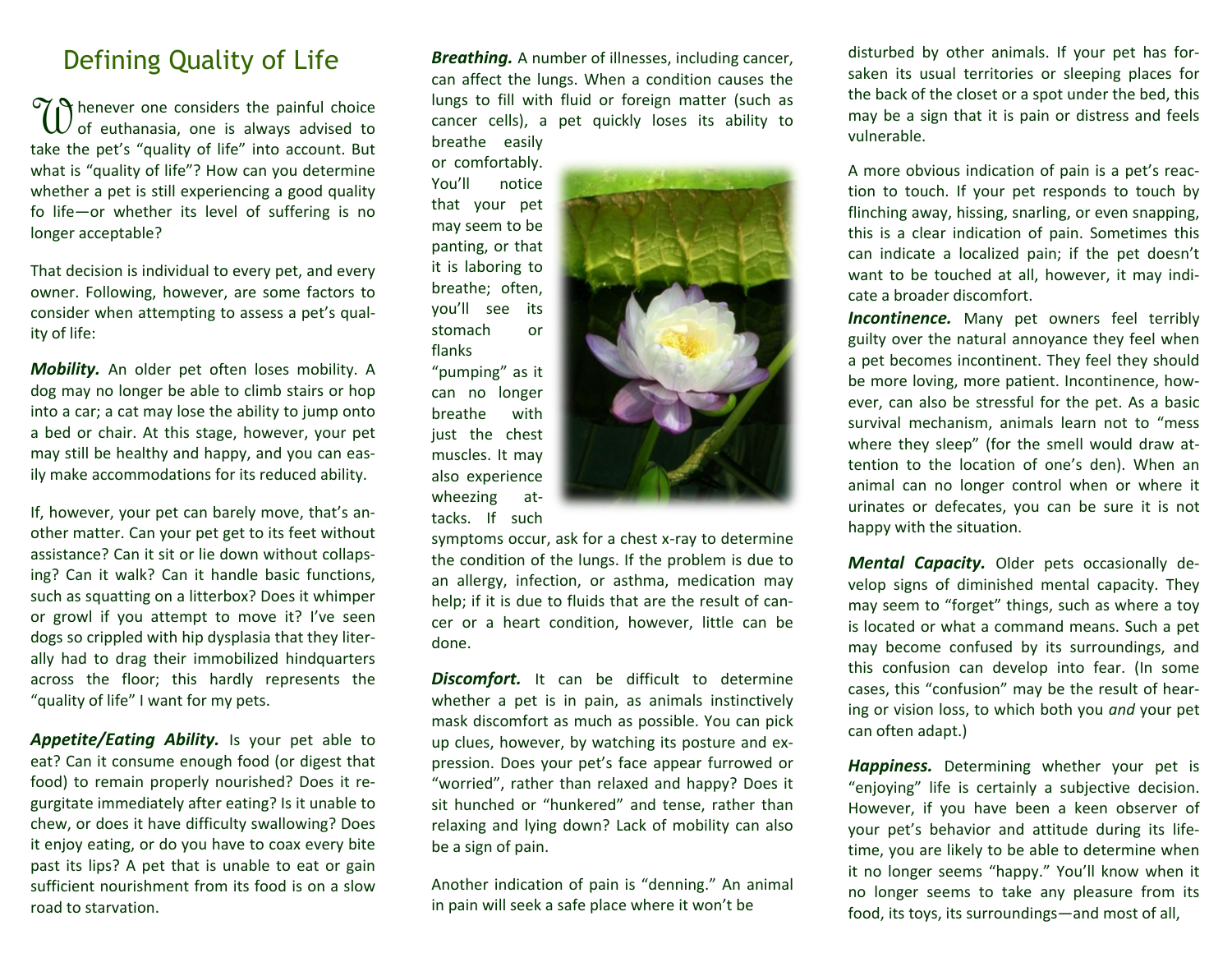# Defining Quality of Life

Whenever one considers the painful choice of euthanasia, one is always advised to take the pet's "quality of life" into account. But what is "quality of life"? How can you determine whether a pet is still experiencing a good quality fo life—or whether its level of suffering is no longer acceptable?

That decision is individual to every pet, and every owner. Following, however, are some factors to consider when attempting to assess a pet's quality of life:

***Mobility.*** An older pet often loses mobility. A dog may no longer be able to climb stairs or hop into a car; a cat may lose the ability to jump onto a bed or chair. At this stage, however, your pet may still be healthy and happy, and you can easily make accommodations for its reduced ability.

If, however, your pet can barely move, that's another matter. Can your pet get to its feet without assistance? Can it sit or lie down without collapsing? Can it walk? Can it handle basic functions, such as squatting on a litterbox? Does it whimper or growl if you attempt to move it? I've seen dogs so crippled with hip dysplasia that they literally had to drag their immobilized hindquarters across the floor; this hardly represents the "quality of life" I want for my pets.

***Appetite/Eating Ability.*** Is your pet able to eat? Can it consume enough food (or digest that food) to remain properly nourished? Does it regurgitate immediately after eating? Is it unable to chew, or does it have difficulty swallowing? Does it enjoy eating, or do you have to coax every bite past its lips? A pet that is unable to eat or gain sufficient nourishment from its food is on a slow road to starvation.

***Breathing.*** A number of illnesses, including cancer, can affect the lungs. When a condition causes the lungs to fill with fluid or foreign matter (such as cancer cells), a pet quickly loses its ability to breathe easily or comfortably. You'll notice that your pet may seem to be panting, or that it is laboring to breathe; often, you'll see its stomach or flanks "pumping" as it can no longer breathe with just the chest muscles. It may also experience wheezing attacks. If such symptoms occur, ask for a chest x-ray to determine the condition of the lungs. If the problem is due to an allergy, infection, or asthma, medication may help; if it is due to fluids that are the result of cancer or a heart condition, however, little can be done.

***Discomfort.*** It can be difficult to determine whether a pet is in pain, as animals instinctively mask discomfort as much as possible. You can pick up clues, however, by watching its posture and expression. Does your pet's face appear furrowed or "worried", rather than relaxed and happy? Does it sit hunched or "hunkered" and tense, rather than relaxing and lying down? Lack of mobility can also be a sign of pain.

Another indication of pain is "denning." An animal in pain will seek a safe place where it won't be disturbed by other animals. If your pet has forsaken its usual territories or sleeping places for the back of the closet or a spot under the bed, this may be a sign that it is pain or distress and feels vulnerable.

A more obvious indication of pain is a pet's reaction to touch. If your pet responds to touch by flinching away, hissing, snarling, or even snapping, this is a clear indication of pain. Sometimes this can indicate a localized pain; if the pet doesn't want to be touched at all, however, it may indicate a broader discomfort.

***Incontinence.*** Many pet owners feel terribly guilty over the natural annoyance they feel when a pet becomes incontinent. They feel they should be more loving, more patient. Incontinence, however, can also be stressful for the pet. As a basic survival mechanism, animals learn not to "mess where they sleep" (for the smell would draw attention to the location of one's den). When an animal can no longer control when or where it urinates or defecates, you can be sure it is not happy with the situation.

***Mental Capacity.*** Older pets occasionally develop signs of diminished mental capacity. They may seem to "forget" things, such as where a toy is located or what a command means. Such a pet may become confused by its surroundings, and this confusion can develop into fear. (In some cases, this "confusion" may be the result of hearing or vision loss, to which both you *and* your pet can often adapt.)

***Happiness.*** Determining whether your pet is "enjoying" life is certainly a subjective decision. However, if you have been a keen observer of your pet's behavior and attitude during its lifetime, you are likely to be able to determine when it no longer seems "happy." You'll know when it no longer seems to take any pleasure from its food, its toys, its surroundings—and most of all,